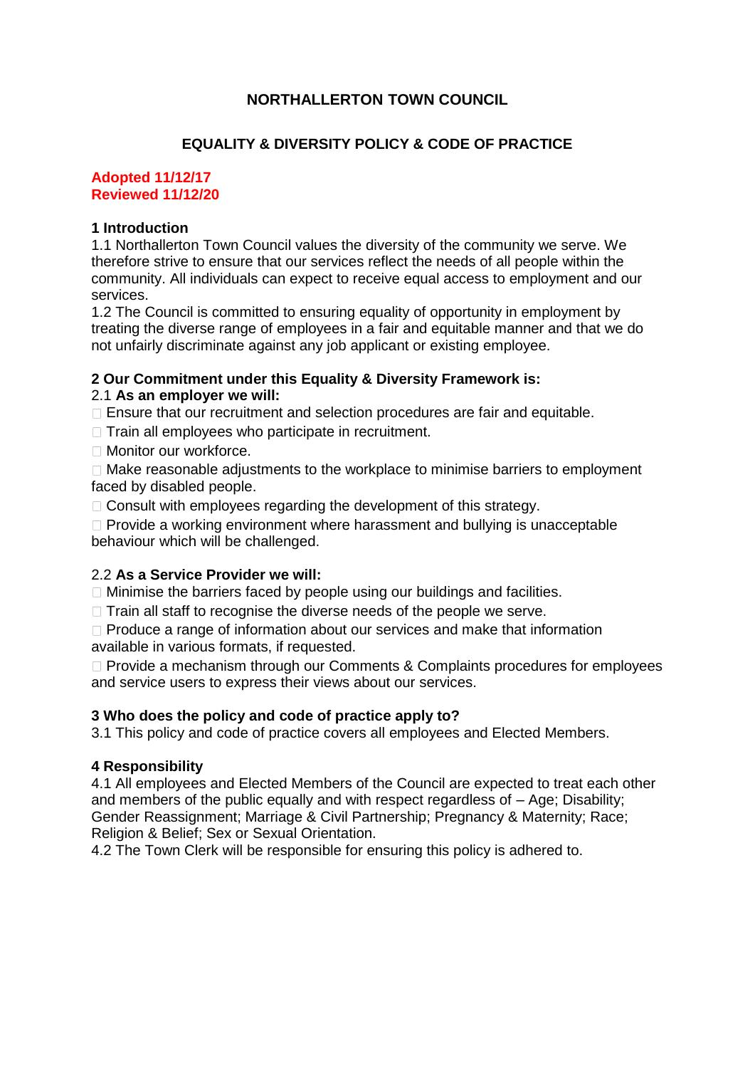# NORTHALLERTON TOWN COUNCIL

## EQUALITY & DIVERSITY POLICY & CODE OF PRACTICE

**Adopted 11/12/17**
**Reviewed 11/12/20**

### 1 Introduction

1.1 Northallerton Town Council values the diversity of the community we serve. We therefore strive to ensure that our services reflect the needs of all people within the community. All individuals can expect to receive equal access to employment and our services.

1.2 The Council is committed to ensuring equality of opportunity in employment by treating the diverse range of employees in a fair and equitable manner and that we do not unfairly discriminate against any job applicant or existing employee.

### 2 Our Commitment under this Equality & Diversity Framework is:

2.1 **As an employer we will:**

- Ensure that our recruitment and selection procedures are fair and equitable.
- Train all employees who participate in recruitment.
- Monitor our workforce.
- Make reasonable adjustments to the workplace to minimise barriers to employment faced by disabled people.
- Consult with employees regarding the development of this strategy.
- Provide a working environment where harassment and bullying is unacceptable behaviour which will be challenged.

2.2 **As a Service Provider we will:**

- Minimise the barriers faced by people using our buildings and facilities.
- Train all staff to recognise the diverse needs of the people we serve.
- Produce a range of information about our services and make that information available in various formats, if requested.
- Provide a mechanism through our Comments & Complaints procedures for employees and service users to express their views about our services.

### 3 Who does the policy and code of practice apply to?

3.1 This policy and code of practice covers all employees and Elected Members.

### 4 Responsibility

4.1 All employees and Elected Members of the Council are expected to treat each other and members of the public equally and with respect regardless of – Age; Disability; Gender Reassignment; Marriage & Civil Partnership; Pregnancy & Maternity; Race; Religion & Belief; Sex or Sexual Orientation.

4.2 The Town Clerk will be responsible for ensuring this policy is adhered to.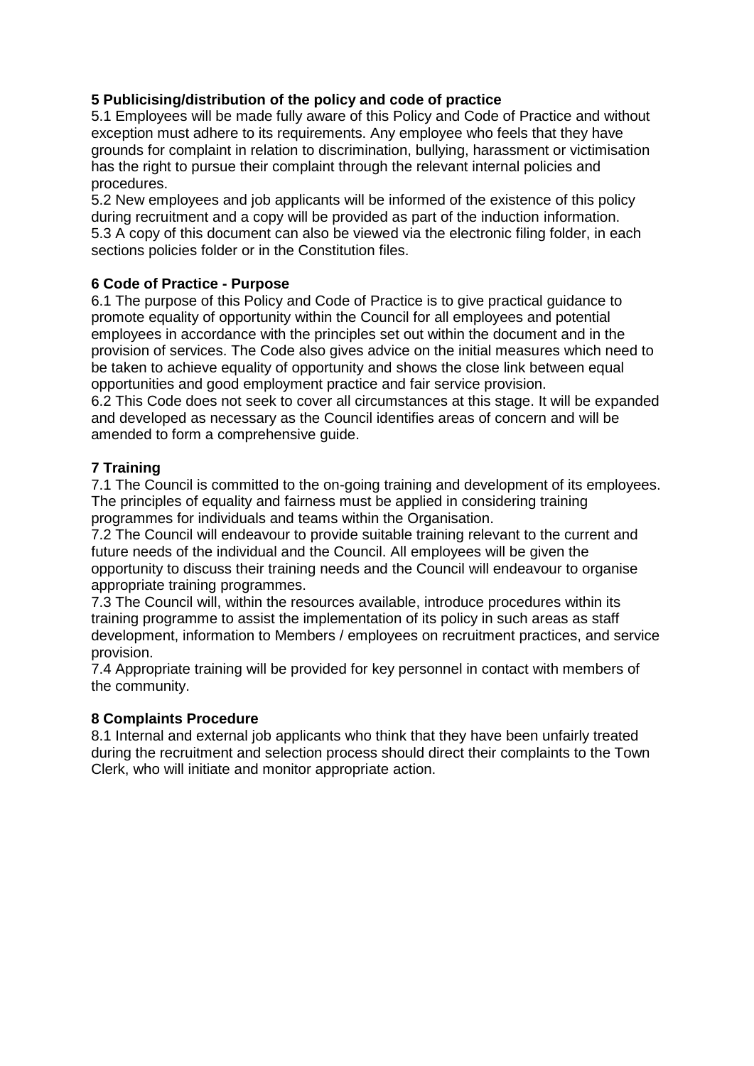**5 Publicising/distribution of the policy and code of practice**

5.1 Employees will be made fully aware of this Policy and Code of Practice and without exception must adhere to its requirements. Any employee who feels that they have grounds for complaint in relation to discrimination, bullying, harassment or victimisation has the right to pursue their complaint through the relevant internal policies and procedures.

5.2 New employees and job applicants will be informed of the existence of this policy during recruitment and a copy will be provided as part of the induction information.

5.3 A copy of this document can also be viewed via the electronic filing folder, in each sections policies folder or in the Constitution files.

**6 Code of Practice - Purpose**

6.1 The purpose of this Policy and Code of Practice is to give practical guidance to promote equality of opportunity within the Council for all employees and potential employees in accordance with the principles set out within the document and in the provision of services. The Code also gives advice on the initial measures which need to be taken to achieve equality of opportunity and shows the close link between equal opportunities and good employment practice and fair service provision.

6.2 This Code does not seek to cover all circumstances at this stage. It will be expanded and developed as necessary as the Council identifies areas of concern and will be amended to form a comprehensive guide.

**7 Training**

7.1 The Council is committed to the on-going training and development of its employees. The principles of equality and fairness must be applied in considering training programmes for individuals and teams within the Organisation.

7.2 The Council will endeavour to provide suitable training relevant to the current and future needs of the individual and the Council. All employees will be given the opportunity to discuss their training needs and the Council will endeavour to organise appropriate training programmes.

7.3 The Council will, within the resources available, introduce procedures within its training programme to assist the implementation of its policy in such areas as staff development, information to Members / employees on recruitment practices, and service provision.

7.4 Appropriate training will be provided for key personnel in contact with members of the community.

**8 Complaints Procedure**

8.1 Internal and external job applicants who think that they have been unfairly treated during the recruitment and selection process should direct their complaints to the Town Clerk, who will initiate and monitor appropriate action.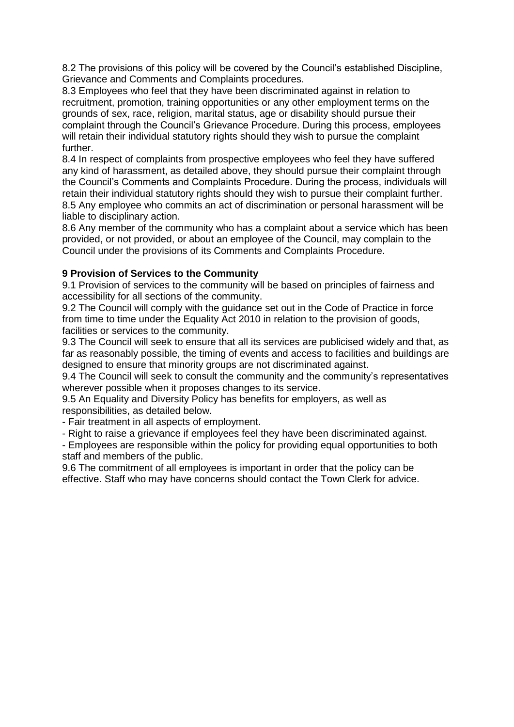8.2 The provisions of this policy will be covered by the Council's established Discipline, Grievance and Comments and Complaints procedures.

8.3 Employees who feel that they have been discriminated against in relation to recruitment, promotion, training opportunities or any other employment terms on the grounds of sex, race, religion, marital status, age or disability should pursue their complaint through the Council's Grievance Procedure. During this process, employees will retain their individual statutory rights should they wish to pursue the complaint further.

8.4 In respect of complaints from prospective employees who feel they have suffered any kind of harassment, as detailed above, they should pursue their complaint through the Council's Comments and Complaints Procedure. During the process, individuals will retain their individual statutory rights should they wish to pursue their complaint further.

8.5 Any employee who commits an act of discrimination or personal harassment will be liable to disciplinary action.

8.6 Any member of the community who has a complaint about a service which has been provided, or not provided, or about an employee of the Council, may complain to the Council under the provisions of its Comments and Complaints Procedure.

**9 Provision of Services to the Community**

9.1 Provision of services to the community will be based on principles of fairness and accessibility for all sections of the community.

9.2 The Council will comply with the guidance set out in the Code of Practice in force from time to time under the Equality Act 2010 in relation to the provision of goods, facilities or services to the community.

9.3 The Council will seek to ensure that all its services are publicised widely and that, as far as reasonably possible, the timing of events and access to facilities and buildings are designed to ensure that minority groups are not discriminated against.

9.4 The Council will seek to consult the community and the community's representatives wherever possible when it proposes changes to its service.

9.5 An Equality and Diversity Policy has benefits for employers, as well as responsibilities, as detailed below.

- Fair treatment in all aspects of employment.
- Right to raise a grievance if employees feel they have been discriminated against.
- Employees are responsible within the policy for providing equal opportunities to both staff and members of the public.

9.6 The commitment of all employees is important in order that the policy can be effective. Staff who may have concerns should contact the Town Clerk for advice.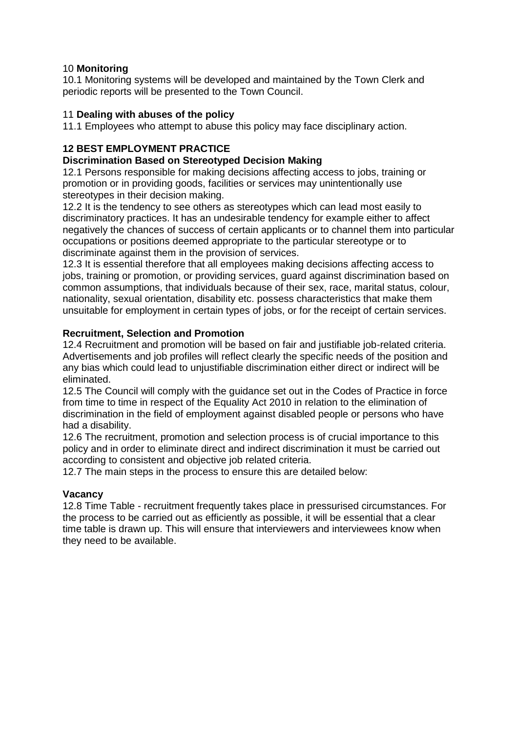## 10 **Monitoring**

10.1 Monitoring systems will be developed and maintained by the Town Clerk and periodic reports will be presented to the Town Council.

## 11 **Dealing with abuses of the policy**

11.1 Employees who attempt to abuse this policy may face disciplinary action.

## **12 BEST EMPLOYMENT PRACTICE**

### **Discrimination Based on Stereotyped Decision Making**

12.1 Persons responsible for making decisions affecting access to jobs, training or promotion or in providing goods, facilities or services may unintentionally use stereotypes in their decision making.

12.2 It is the tendency to see others as stereotypes which can lead most easily to discriminatory practices. It has an undesirable tendency for example either to affect negatively the chances of success of certain applicants or to channel them into particular occupations or positions deemed appropriate to the particular stereotype or to discriminate against them in the provision of services.

12.3 It is essential therefore that all employees making decisions affecting access to jobs, training or promotion, or providing services, guard against discrimination based on common assumptions, that individuals because of their sex, race, marital status, colour, nationality, sexual orientation, disability etc. possess characteristics that make them unsuitable for employment in certain types of jobs, or for the receipt of certain services.

### **Recruitment, Selection and Promotion**

12.4 Recruitment and promotion will be based on fair and justifiable job-related criteria. Advertisements and job profiles will reflect clearly the specific needs of the position and any bias which could lead to unjustifiable discrimination either direct or indirect will be eliminated.

12.5 The Council will comply with the guidance set out in the Codes of Practice in force from time to time in respect of the Equality Act 2010 in relation to the elimination of discrimination in the field of employment against disabled people or persons who have had a disability.

12.6 The recruitment, promotion and selection process is of crucial importance to this policy and in order to eliminate direct and indirect discrimination it must be carried out according to consistent and objective job related criteria.

12.7 The main steps in the process to ensure this are detailed below:

### **Vacancy**

12.8 Time Table - recruitment frequently takes place in pressurised circumstances. For the process to be carried out as efficiently as possible, it will be essential that a clear time table is drawn up. This will ensure that interviewers and interviewees know when they need to be available.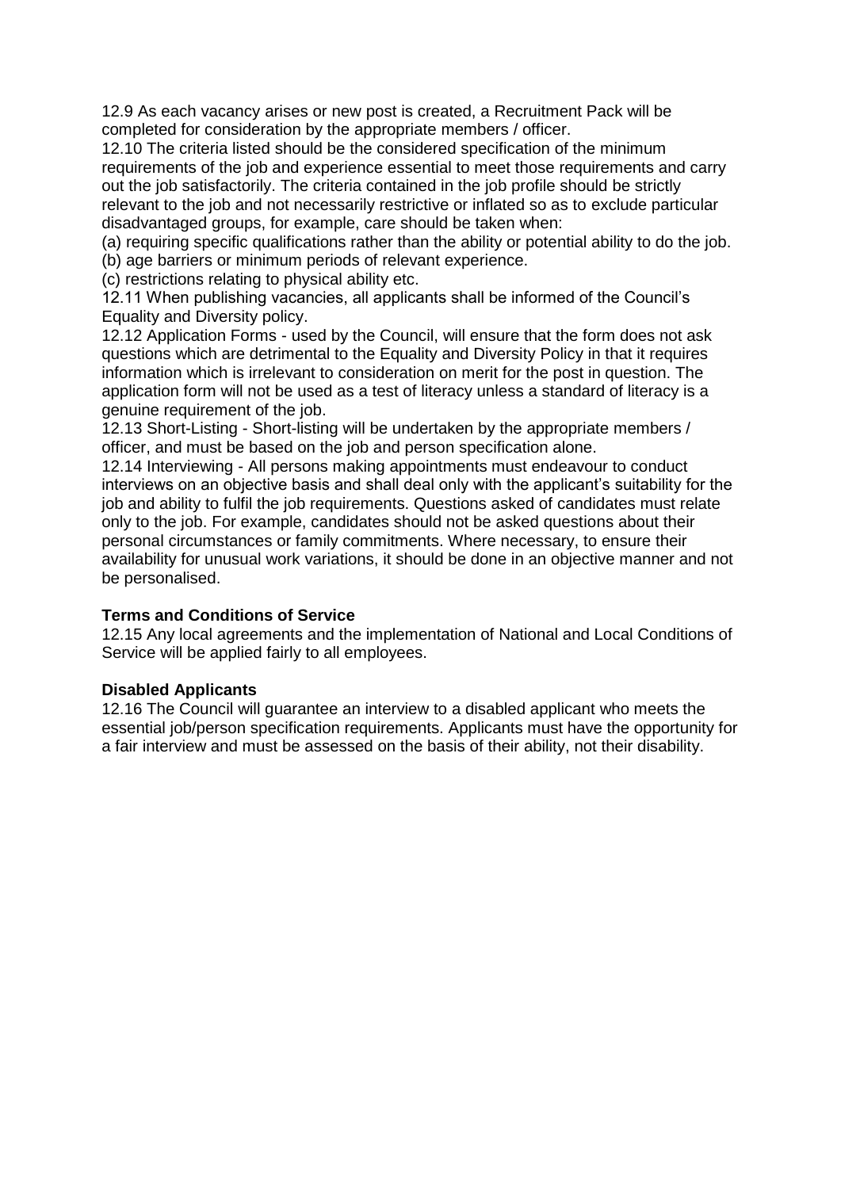12.9 As each vacancy arises or new post is created, a Recruitment Pack will be completed for consideration by the appropriate members / officer.

12.10 The criteria listed should be the considered specification of the minimum requirements of the job and experience essential to meet those requirements and carry out the job satisfactorily. The criteria contained in the job profile should be strictly relevant to the job and not necessarily restrictive or inflated so as to exclude particular disadvantaged groups, for example, care should be taken when:

(a) requiring specific qualifications rather than the ability or potential ability to do the job.

(b) age barriers or minimum periods of relevant experience.

(c) restrictions relating to physical ability etc.

12.11 When publishing vacancies, all applicants shall be informed of the Council's Equality and Diversity policy.

12.12 Application Forms - used by the Council, will ensure that the form does not ask questions which are detrimental to the Equality and Diversity Policy in that it requires information which is irrelevant to consideration on merit for the post in question. The application form will not be used as a test of literacy unless a standard of literacy is a genuine requirement of the job.

12.13 Short-Listing - Short-listing will be undertaken by the appropriate members / officer, and must be based on the job and person specification alone.

12.14 Interviewing - All persons making appointments must endeavour to conduct interviews on an objective basis and shall deal only with the applicant's suitability for the job and ability to fulfil the job requirements. Questions asked of candidates must relate only to the job. For example, candidates should not be asked questions about their personal circumstances or family commitments. Where necessary, to ensure their availability for unusual work variations, it should be done in an objective manner and not be personalised.

**Terms and Conditions of Service**

12.15 Any local agreements and the implementation of National and Local Conditions of Service will be applied fairly to all employees.

**Disabled Applicants**

12.16 The Council will guarantee an interview to a disabled applicant who meets the essential job/person specification requirements. Applicants must have the opportunity for a fair interview and must be assessed on the basis of their ability, not their disability.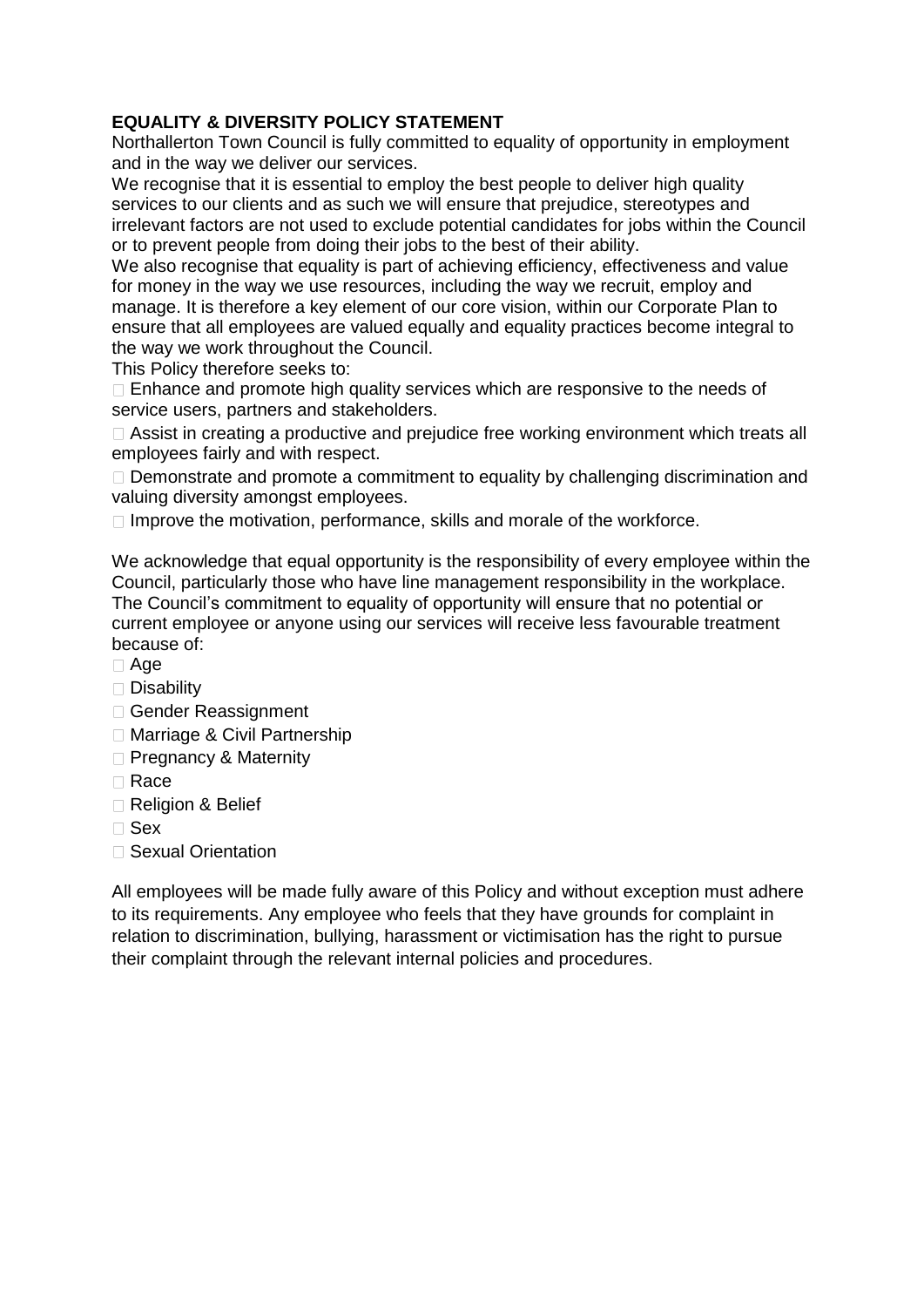**EQUALITY & DIVERSITY POLICY STATEMENT**

Northallerton Town Council is fully committed to equality of opportunity in employment and in the way we deliver our services.

We recognise that it is essential to employ the best people to deliver high quality services to our clients and as such we will ensure that prejudice, stereotypes and irrelevant factors are not used to exclude potential candidates for jobs within the Council or to prevent people from doing their jobs to the best of their ability.

We also recognise that equality is part of achieving efficiency, effectiveness and value for money in the way we use resources, including the way we recruit, employ and manage. It is therefore a key element of our core vision, within our Corporate Plan to ensure that all employees are valued equally and equality practices become integral to the way we work throughout the Council.

This Policy therefore seeks to:

- Enhance and promote high quality services which are responsive to the needs of service users, partners and stakeholders.
- Assist in creating a productive and prejudice free working environment which treats all employees fairly and with respect.
- Demonstrate and promote a commitment to equality by challenging discrimination and valuing diversity amongst employees.
- Improve the motivation, performance, skills and morale of the workforce.

We acknowledge that equal opportunity is the responsibility of every employee within the Council, particularly those who have line management responsibility in the workplace. The Council's commitment to equality of opportunity will ensure that no potential or current employee or anyone using our services will receive less favourable treatment because of:

- Age
- Disability
- Gender Reassignment
- Marriage & Civil Partnership
- Pregnancy & Maternity
- Race
- Religion & Belief
- Sex
- Sexual Orientation

All employees will be made fully aware of this Policy and without exception must adhere to its requirements. Any employee who feels that they have grounds for complaint in relation to discrimination, bullying, harassment or victimisation has the right to pursue their complaint through the relevant internal policies and procedures.